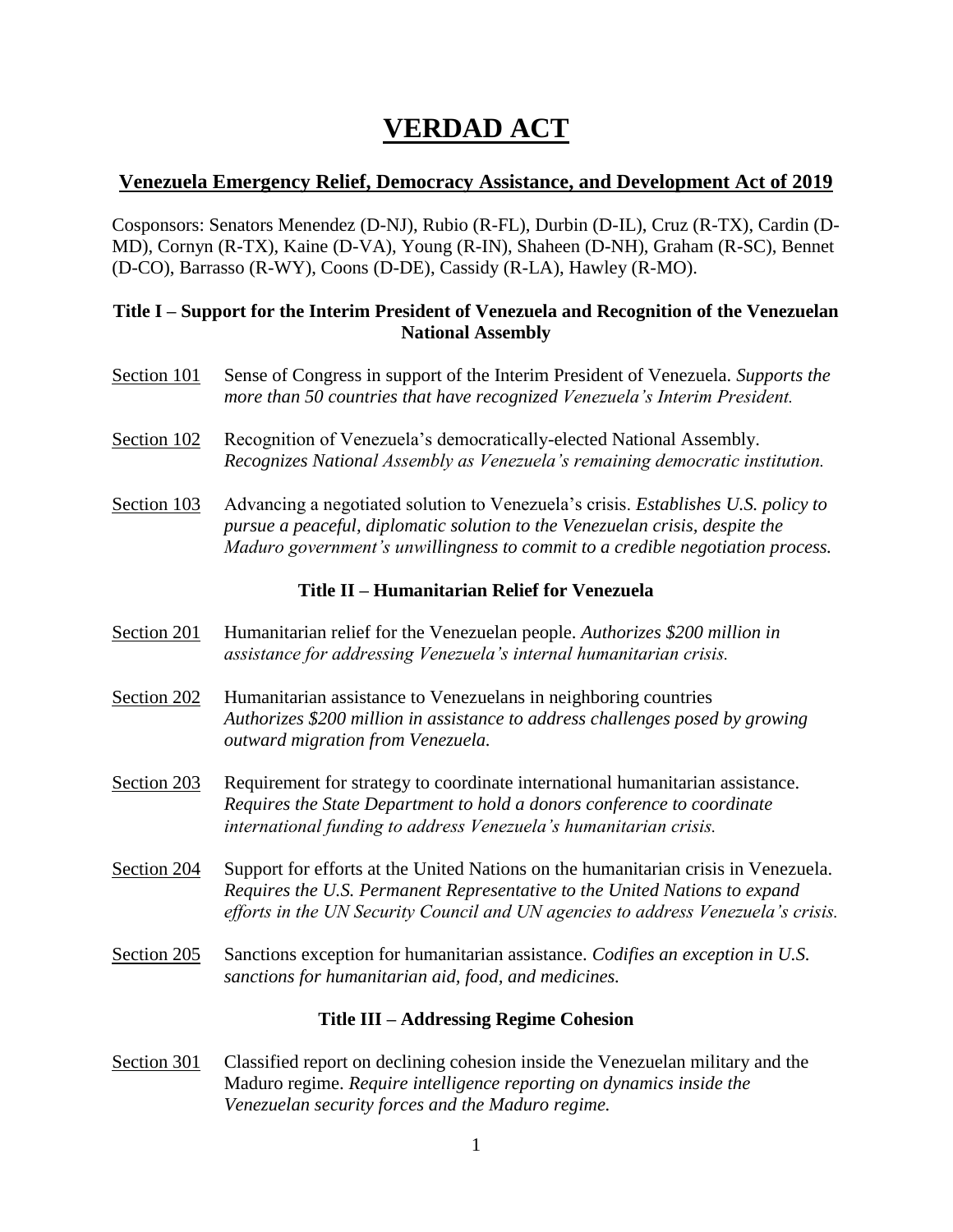# VERDAD ACT

## Venezuela Emergency Relief, Democracy Assistance, and Development Act of 2019

Cosponsors: Senators Menendez (D-NJ), Rubio (R-FL), Durbin (D-IL), Cruz (R-TX), Cardin (D-MD), Cornyn (R-TX), Kaine (D-VA), Young (R-IN), Shaheen (D-NH), Graham (R-SC), Bennet (D-CO), Barrasso (R-WY), Coons (D-DE), Cassidy (R-LA), Hawley (R-MO).

### Title I – Support for the Interim President of Venezuela and Recognition of the Venezuelan National Assembly

Section 101 — Sense of Congress in support of the Interim President of Venezuela. *Supports the more than 50 countries that have recognized Venezuela's Interim President.*

Section 102 — Recognition of Venezuela's democratically-elected National Assembly. *Recognizes National Assembly as Venezuela's remaining democratic institution.*

Section 103 — Advancing a negotiated solution to Venezuela's crisis. *Establishes U.S. policy to pursue a peaceful, diplomatic solution to the Venezuelan crisis, despite the Maduro government's unwillingness to commit to a credible negotiation process.*

### Title II – Humanitarian Relief for Venezuela

Section 201 — Humanitarian relief for the Venezuelan people. *Authorizes $200 million in assistance for addressing Venezuela's internal humanitarian crisis.*

Section 202 — Humanitarian assistance to Venezuelans in neighboring countries *Authorizes $200 million in assistance to address challenges posed by growing outward migration from Venezuela.*

Section 203 — Requirement for strategy to coordinate international humanitarian assistance. *Requires the State Department to hold a donors conference to coordinate international funding to address Venezuela's humanitarian crisis.*

Section 204 — Support for efforts at the United Nations on the humanitarian crisis in Venezuela. *Requires the U.S. Permanent Representative to the United Nations to expand efforts in the UN Security Council and UN agencies to address Venezuela's crisis.*

Section 205 — Sanctions exception for humanitarian assistance. *Codifies an exception in U.S. sanctions for humanitarian aid, food, and medicines.*

### Title III – Addressing Regime Cohesion

Section 301 — Classified report on declining cohesion inside the Venezuelan military and the Maduro regime. *Require intelligence reporting on dynamics inside the Venezuelan security forces and the Maduro regime.*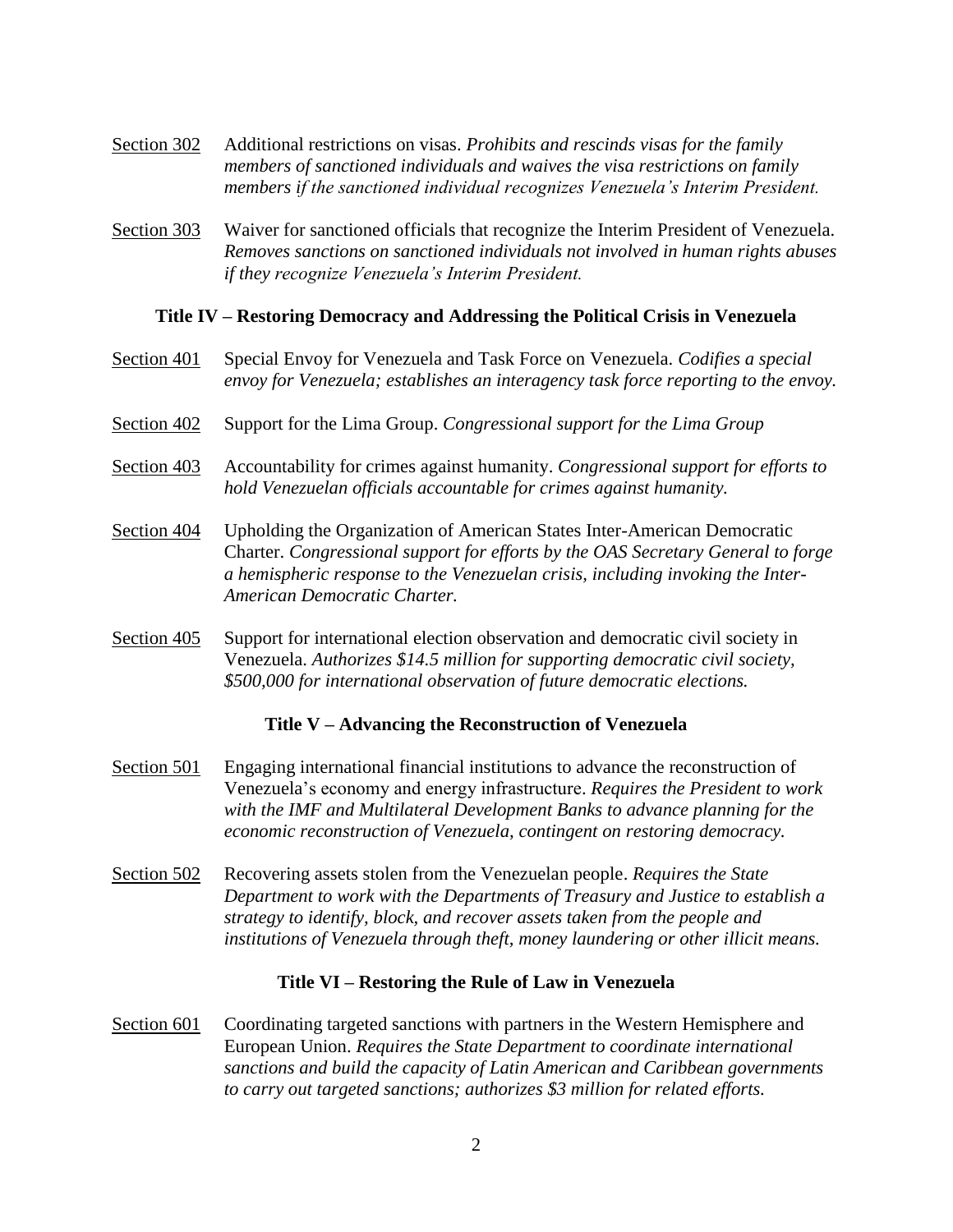<u>Section 302</u> Additional restrictions on visas. *Prohibits and rescinds visas for the family members of sanctioned individuals and waives the visa restrictions on family members if the sanctioned individual recognizes Venezuela's Interim President.*

<u>Section 303</u> Waiver for sanctioned officials that recognize the Interim President of Venezuela. *Removes sanctions on sanctioned individuals not involved in human rights abuses if they recognize Venezuela's Interim President.*

### Title IV – Restoring Democracy and Addressing the Political Crisis in Venezuela

<u>Section 401</u> Special Envoy for Venezuela and Task Force on Venezuela. *Codifies a special envoy for Venezuela; establishes an interagency task force reporting to the envoy.*

<u>Section 402</u> Support for the Lima Group. *Congressional support for the Lima Group*

<u>Section 403</u> Accountability for crimes against humanity. *Congressional support for efforts to hold Venezuelan officials accountable for crimes against humanity.*

<u>Section 404</u> Upholding the Organization of American States Inter-American Democratic Charter. *Congressional support for efforts by the OAS Secretary General to forge a hemispheric response to the Venezuelan crisis, including invoking the Inter-American Democratic Charter.*

<u>Section 405</u> Support for international election observation and democratic civil society in Venezuela. *Authorizes $14.5 million for supporting democratic civil society, $500,000 for international observation of future democratic elections.*

### Title V – Advancing the Reconstruction of Venezuela

<u>Section 501</u> Engaging international financial institutions to advance the reconstruction of Venezuela's economy and energy infrastructure. *Requires the President to work with the IMF and Multilateral Development Banks to advance planning for the economic reconstruction of Venezuela, contingent on restoring democracy.*

<u>Section 502</u> Recovering assets stolen from the Venezuelan people. *Requires the State Department to work with the Departments of Treasury and Justice to establish a strategy to identify, block, and recover assets taken from the people and institutions of Venezuela through theft, money laundering or other illicit means.*

### Title VI – Restoring the Rule of Law in Venezuela

<u>Section 601</u> Coordinating targeted sanctions with partners in the Western Hemisphere and European Union. *Requires the State Department to coordinate international sanctions and build the capacity of Latin American and Caribbean governments to carry out targeted sanctions; authorizes $3 million for related efforts.*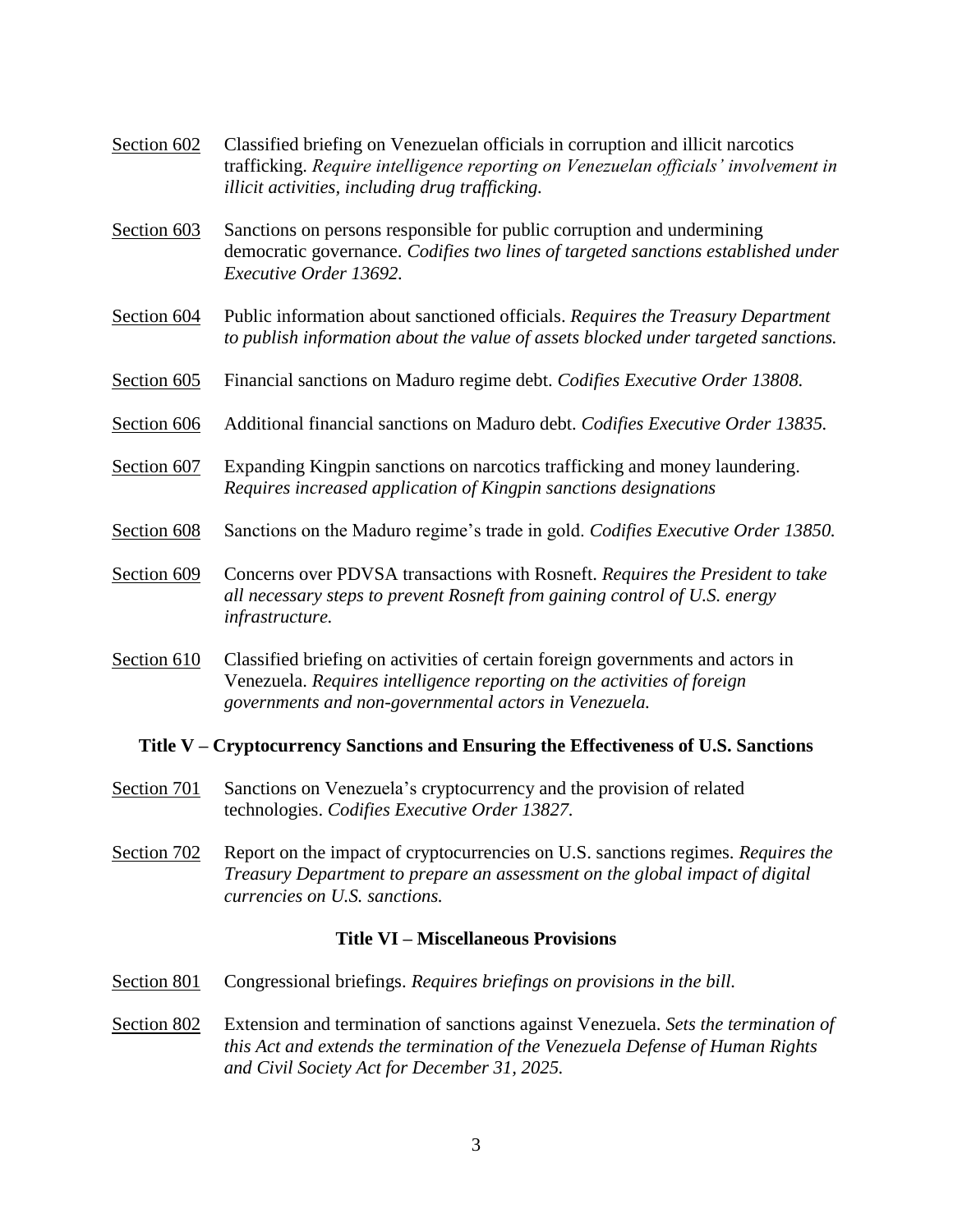Section 602 Classified briefing on Venezuelan officials in corruption and illicit narcotics trafficking. *Require intelligence reporting on Venezuelan officials' involvement in illicit activities, including drug trafficking.*

Section 603 Sanctions on persons responsible for public corruption and undermining democratic governance. *Codifies two lines of targeted sanctions established under Executive Order 13692.*

Section 604 Public information about sanctioned officials. *Requires the Treasury Department to publish information about the value of assets blocked under targeted sanctions.*

Section 605 Financial sanctions on Maduro regime debt. *Codifies Executive Order 13808.*

Section 606 Additional financial sanctions on Maduro debt. *Codifies Executive Order 13835.*

Section 607 Expanding Kingpin sanctions on narcotics trafficking and money laundering. *Requires increased application of Kingpin sanctions designations*

Section 608 Sanctions on the Maduro regime's trade in gold. *Codifies Executive Order 13850.*

Section 609 Concerns over PDVSA transactions with Rosneft. *Requires the President to take all necessary steps to prevent Rosneft from gaining control of U.S. energy infrastructure.*

Section 610 Classified briefing on activities of certain foreign governments and actors in Venezuela. *Requires intelligence reporting on the activities of foreign governments and non-governmental actors in Venezuela.*

**Title V – Cryptocurrency Sanctions and Ensuring the Effectiveness of U.S. Sanctions**

Section 701 Sanctions on Venezuela's cryptocurrency and the provision of related technologies. *Codifies Executive Order 13827.*

Section 702 Report on the impact of cryptocurrencies on U.S. sanctions regimes. *Requires the Treasury Department to prepare an assessment on the global impact of digital currencies on U.S. sanctions.*

**Title VI – Miscellaneous Provisions**

Section 801 Congressional briefings. *Requires briefings on provisions in the bill.*

Section 802 Extension and termination of sanctions against Venezuela. *Sets the termination of this Act and extends the termination of the Venezuela Defense of Human Rights and Civil Society Act for December 31, 2025.*